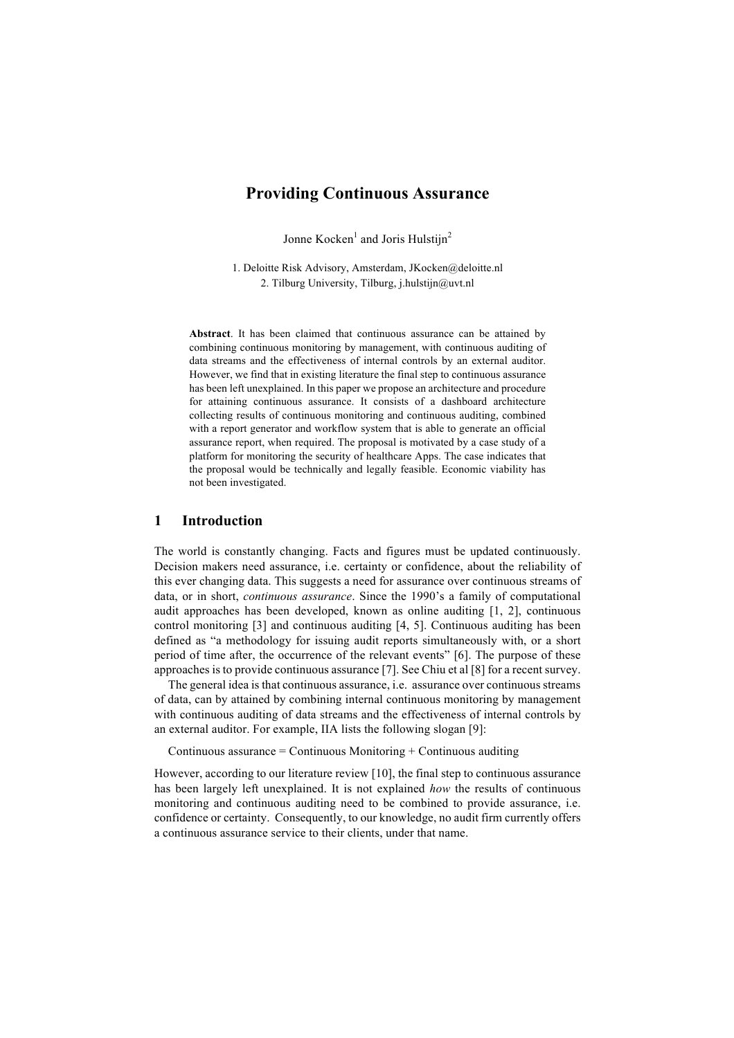# Providing Continuous Assurance

Jonne Kocken[1] and Joris Hulstijn[2]

1. Deloitte Risk Advisory, Amsterdam, JKocken@deloitte.nl
2. Tilburg University, Tilburg, j.hulstijn@uvt.nl

**Abstract**. It has been claimed that continuous assurance can be attained by combining continuous monitoring by management, with continuous auditing of data streams and the effectiveness of internal controls by an external auditor. However, we find that in existing literature the final step to continuous assurance has been left unexplained. In this paper we propose an architecture and procedure for attaining continuous assurance. It consists of a dashboard architecture collecting results of continuous monitoring and continuous auditing, combined with a report generator and workflow system that is able to generate an official assurance report, when required. The proposal is motivated by a case study of a platform for monitoring the security of healthcare Apps. The case indicates that the proposal would be technically and legally feasible. Economic viability has not been investigated.

## 1 Introduction

The world is constantly changing. Facts and figures must be updated continuously. Decision makers need assurance, i.e. certainty or confidence, about the reliability of this ever changing data. This suggests a need for assurance over continuous streams of data, or in short, *continuous assurance*. Since the 1990's a family of computational audit approaches has been developed, known as online auditing [1, 2], continuous control monitoring [3] and continuous auditing [4, 5]. Continuous auditing has been defined as "a methodology for issuing audit reports simultaneously with, or a short period of time after, the occurrence of the relevant events" [6]. The purpose of these approaches is to provide continuous assurance [7]. See Chiu et al [8] for a recent survey.

The general idea is that continuous assurance, i.e. assurance over continuous streams of data, can by attained by combining internal continuous monitoring by management with continuous auditing of data streams and the effectiveness of internal controls by an external auditor. For example, IIA lists the following slogan [9]:

Continuous assurance = Continuous Monitoring + Continuous auditing

However, according to our literature review [10], the final step to continuous assurance has been largely left unexplained. It is not explained *how* the results of continuous monitoring and continuous auditing need to be combined to provide assurance, i.e. confidence or certainty. Consequently, to our knowledge, no audit firm currently offers a continuous assurance service to their clients, under that name.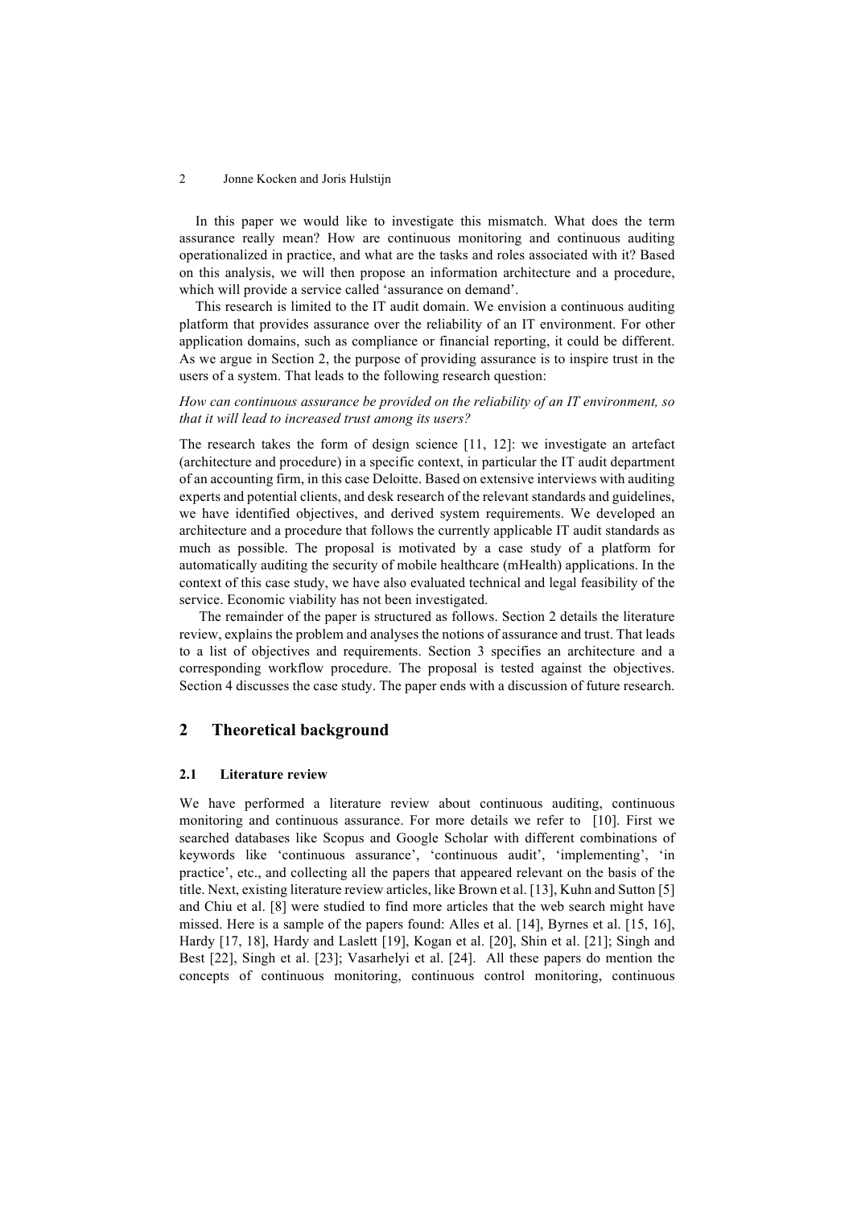In this paper we would like to investigate this mismatch. What does the term assurance really mean? How are continuous monitoring and continuous auditing operationalized in practice, and what are the tasks and roles associated with it? Based on this analysis, we will then propose an information architecture and a procedure, which will provide a service called 'assurance on demand'.

This research is limited to the IT audit domain. We envision a continuous auditing platform that provides assurance over the reliability of an IT environment. For other application domains, such as compliance or financial reporting, it could be different. As we argue in Section 2, the purpose of providing assurance is to inspire trust in the users of a system. That leads to the following research question:

*How can continuous assurance be provided on the reliability of an IT environment, so that it will lead to increased trust among its users?*

The research takes the form of design science [11, 12]: we investigate an artefact (architecture and procedure) in a specific context, in particular the IT audit department of an accounting firm, in this case Deloitte. Based on extensive interviews with auditing experts and potential clients, and desk research of the relevant standards and guidelines, we have identified objectives, and derived system requirements. We developed an architecture and a procedure that follows the currently applicable IT audit standards as much as possible. The proposal is motivated by a case study of a platform for automatically auditing the security of mobile healthcare (mHealth) applications. In the context of this case study, we have also evaluated technical and legal feasibility of the service. Economic viability has not been investigated.

The remainder of the paper is structured as follows. Section 2 details the literature review, explains the problem and analyses the notions of assurance and trust. That leads to a list of objectives and requirements. Section 3 specifies an architecture and a corresponding workflow procedure. The proposal is tested against the objectives. Section 4 discusses the case study. The paper ends with a discussion of future research.

## 2 Theoretical background

### 2.1 Literature review

We have performed a literature review about continuous auditing, continuous monitoring and continuous assurance. For more details we refer to [10]. First we searched databases like Scopus and Google Scholar with different combinations of keywords like 'continuous assurance', 'continuous audit', 'implementing', 'in practice', etc., and collecting all the papers that appeared relevant on the basis of the title. Next, existing literature review articles, like Brown et al. [13], Kuhn and Sutton [5] and Chiu et al. [8] were studied to find more articles that the web search might have missed. Here is a sample of the papers found: Alles et al. [14], Byrnes et al. [15, 16], Hardy [17, 18], Hardy and Laslett [19], Kogan et al. [20], Shin et al. [21]; Singh and Best [22], Singh et al. [23]; Vasarhelyi et al. [24]. All these papers do mention the concepts of continuous monitoring, continuous control monitoring, continuous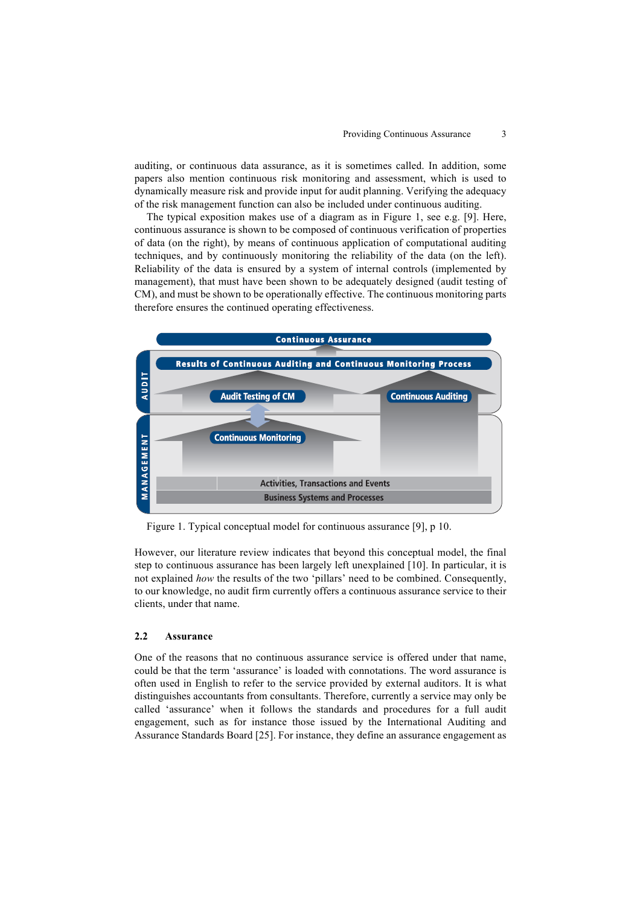auditing, or continuous data assurance, as it is sometimes called. In addition, some papers also mention continuous risk monitoring and assessment, which is used to dynamically measure risk and provide input for audit planning. Verifying the adequacy of the risk management function can also be included under continuous auditing.

The typical exposition makes use of a diagram as in Figure 1, see e.g. [9]. Here, continuous assurance is shown to be composed of continuous verification of properties of data (on the right), by means of continuous application of computational auditing techniques, and by continuously monitoring the reliability of the data (on the left). Reliability of the data is ensured by a system of internal controls (implemented by management), that must have been shown to be adequately designed (audit testing of CM), and must be shown to be operationally effective. The continuous monitoring parts therefore ensures the continued operating effectiveness.

Figure 1. Typical conceptual model for continuous assurance [9], p 10.

However, our literature review indicates that beyond this conceptual model, the final step to continuous assurance has been largely left unexplained [10]. In particular, it is not explained *how* the results of the two 'pillars' need to be combined. Consequently, to our knowledge, no audit firm currently offers a continuous assurance service to their clients, under that name.

### 2.2 Assurance

One of the reasons that no continuous assurance service is offered under that name, could be that the term 'assurance' is loaded with connotations. The word assurance is often used in English to refer to the service provided by external auditors. It is what distinguishes accountants from consultants. Therefore, currently a service may only be called 'assurance' when it follows the standards and procedures for a full audit engagement, such as for instance those issued by the International Auditing and Assurance Standards Board [25]. For instance, they define an assurance engagement as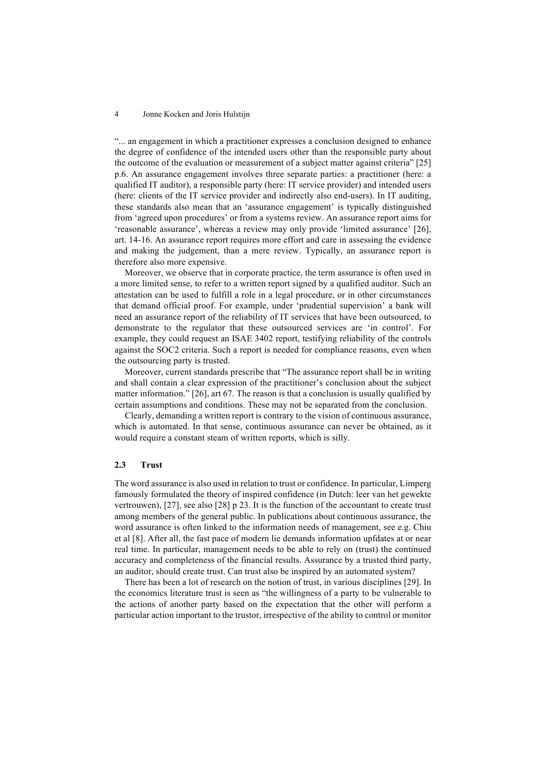"... an engagement in which a practitioner expresses a conclusion designed to enhance the degree of confidence of the intended users other than the responsible party about the outcome of the evaluation or measurement of a subject matter against criteria" [25] p.6. An assurance engagement involves three separate parties: a practitioner (here: a qualified IT auditor), a responsible party (here: IT service provider) and intended users (here: clients of the IT service provider and indirectly also end-users). In IT auditing, these standards also mean that an 'assurance engagement' is typically distinguished from 'agreed upon procedures' or from a systems review. An assurance report aims for 'reasonable assurance', whereas a review may only provide 'limited assurance' [26], art. 14-16. An assurance report requires more effort and care in assessing the evidence and making the judgement, than a mere review. Typically, an assurance report is therefore also more expensive.

Moreover, we observe that in corporate practice, the term assurance is often used in a more limited sense, to refer to a written report signed by a qualified auditor. Such an attestation can be used to fulfill a role in a legal procedure, or in other circumstances that demand official proof. For example, under 'prudential supervision' a bank will need an assurance report of the reliability of IT services that have been outsourced, to demonstrate to the regulator that these outsourced services are 'in control'. For example, they could request an ISAE 3402 report, testifying reliability of the controls against the SOC2 criteria. Such a report is needed for compliance reasons, even when the outsourcing party is trusted.

Moreover, current standards prescribe that "The assurance report shall be in writing and shall contain a clear expression of the practitioner's conclusion about the subject matter information." [26], art 67. The reason is that a conclusion is usually qualified by certain assumptions and conditions. These may not be separated from the conclusion.

Clearly, demanding a written report is contrary to the vision of continuous assurance, which is automated. In that sense, continuous assurance can never be obtained, as it would require a constant steam of written reports, which is silly.

### 2.3 Trust

The word assurance is also used in relation to trust or confidence. In particular, Limperg famously formulated the theory of inspired confidence (in Dutch: leer van het gewekte vertrouwen), [27], see also [28] p 23. It is the function of the accountant to create trust among members of the general public. In publications about continuous assurance, the word assurance is often linked to the information needs of management, see e.g. Chiu et al [8]. After all, the fast pace of modern lie demands information upfdates at or near real time. In particular, management needs to be able to rely on (trust) the continued accuracy and completeness of the financial results. Assurance by a trusted third party, an auditor, should create trust. Can trust also be inspired by an automated system?

There has been a lot of research on the notion of trust, in various disciplines [29]. In the economics literature trust is seen as "the willingness of a party to be vulnerable to the actions of another party based on the expectation that the other will perform a particular action important to the trustor, irrespective of the ability to control or monitor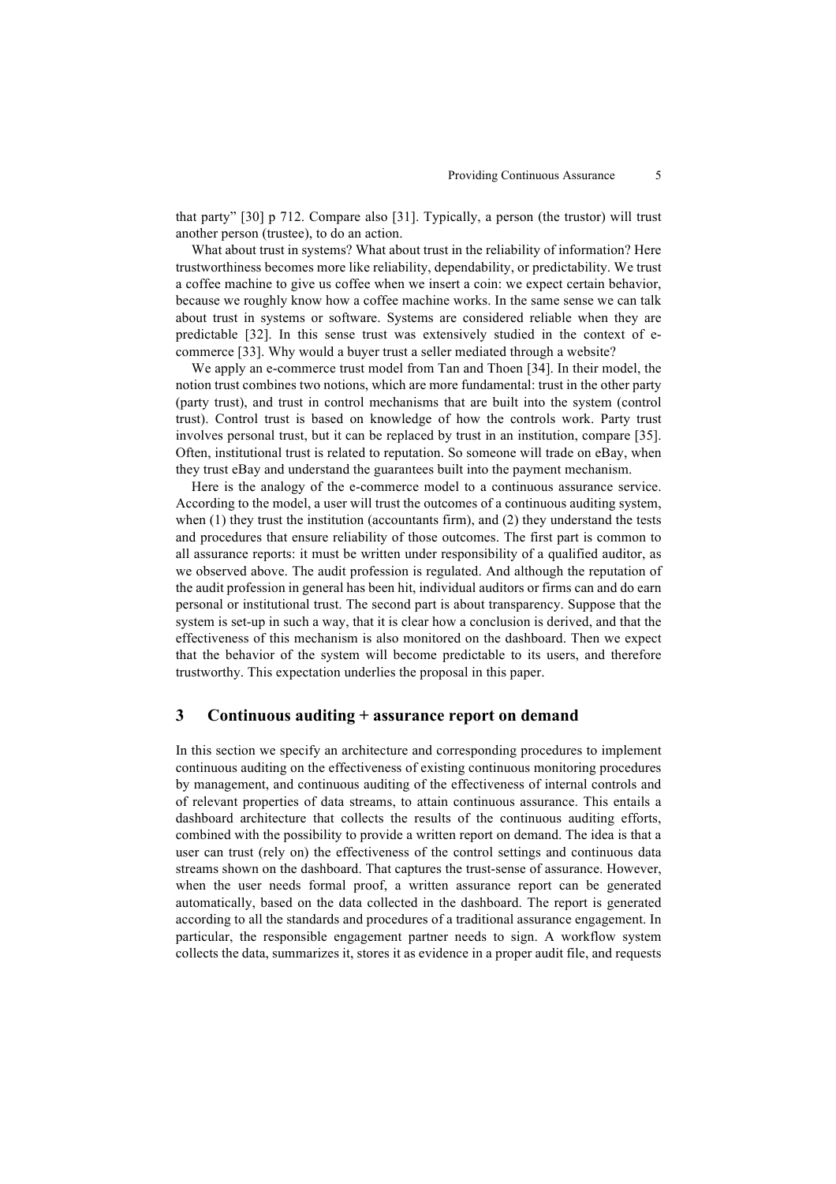that party" [30] p 712. Compare also [31]. Typically, a person (the trustor) will trust another person (trustee), to do an action.

What about trust in systems? What about trust in the reliability of information? Here trustworthiness becomes more like reliability, dependability, or predictability. We trust a coffee machine to give us coffee when we insert a coin: we expect certain behavior, because we roughly know how a coffee machine works. In the same sense we can talk about trust in systems or software. Systems are considered reliable when they are predictable [32]. In this sense trust was extensively studied in the context of e-commerce [33]. Why would a buyer trust a seller mediated through a website?

We apply an e-commerce trust model from Tan and Thoen [34]. In their model, the notion trust combines two notions, which are more fundamental: trust in the other party (party trust), and trust in control mechanisms that are built into the system (control trust). Control trust is based on knowledge of how the controls work. Party trust involves personal trust, but it can be replaced by trust in an institution, compare [35]. Often, institutional trust is related to reputation. So someone will trade on eBay, when they trust eBay and understand the guarantees built into the payment mechanism.

Here is the analogy of the e-commerce model to a continuous assurance service. According to the model, a user will trust the outcomes of a continuous auditing system, when (1) they trust the institution (accountants firm), and (2) they understand the tests and procedures that ensure reliability of those outcomes. The first part is common to all assurance reports: it must be written under responsibility of a qualified auditor, as we observed above. The audit profession is regulated. And although the reputation of the audit profession in general has been hit, individual auditors or firms can and do earn personal or institutional trust. The second part is about transparency. Suppose that the system is set-up in such a way, that it is clear how a conclusion is derived, and that the effectiveness of this mechanism is also monitored on the dashboard. Then we expect that the behavior of the system will become predictable to its users, and therefore trustworthy. This expectation underlies the proposal in this paper.

## 3 Continuous auditing + assurance report on demand

In this section we specify an architecture and corresponding procedures to implement continuous auditing on the effectiveness of existing continuous monitoring procedures by management, and continuous auditing of the effectiveness of internal controls and of relevant properties of data streams, to attain continuous assurance. This entails a dashboard architecture that collects the results of the continuous auditing efforts, combined with the possibility to provide a written report on demand. The idea is that a user can trust (rely on) the effectiveness of the control settings and continuous data streams shown on the dashboard. That captures the trust-sense of assurance. However, when the user needs formal proof, a written assurance report can be generated automatically, based on the data collected in the dashboard. The report is generated according to all the standards and procedures of a traditional assurance engagement. In particular, the responsible engagement partner needs to sign. A workflow system collects the data, summarizes it, stores it as evidence in a proper audit file, and requests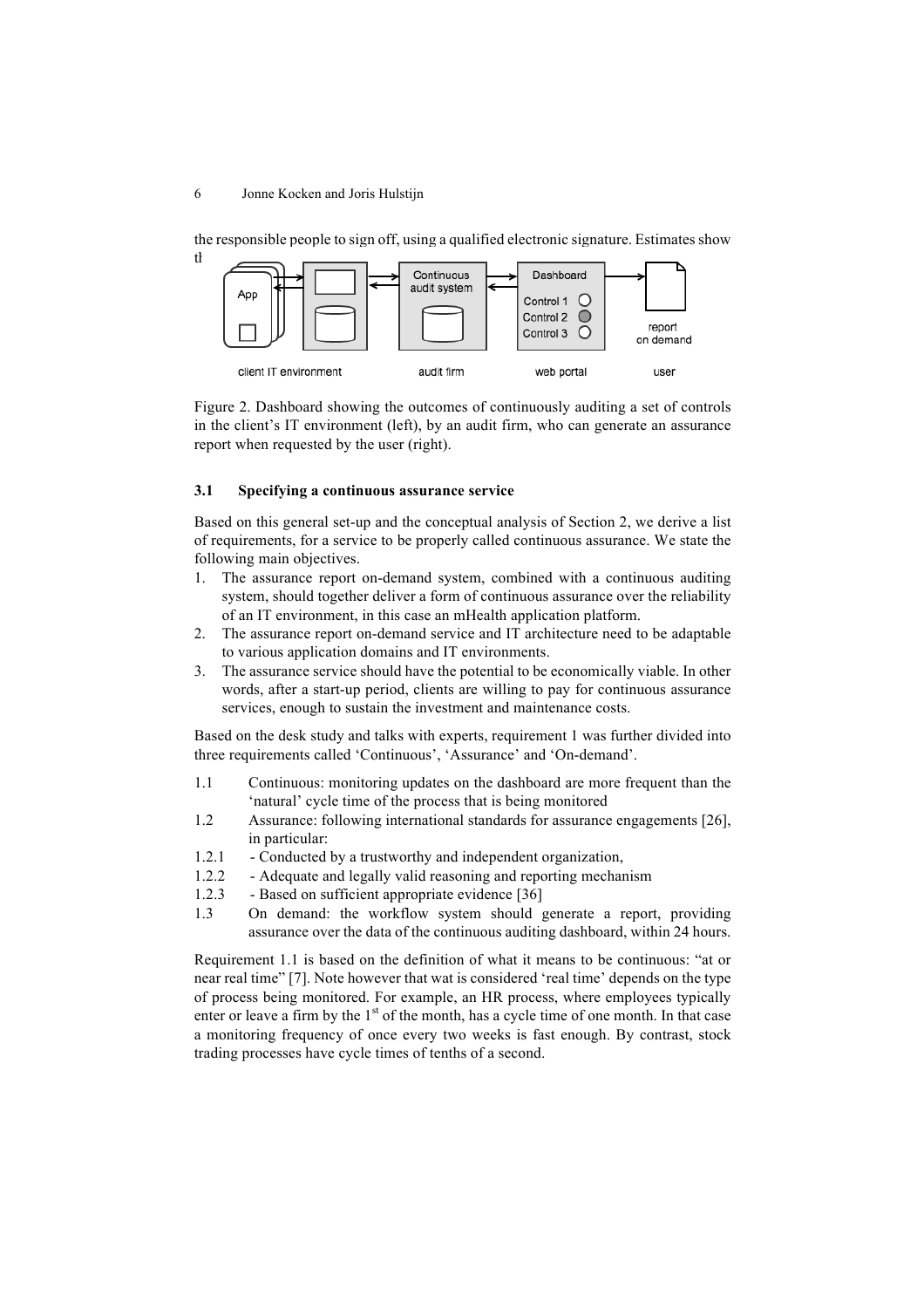the responsible people to sign off, using a qualified electronic signature. Estimates show th

Figure 2. Dashboard showing the outcomes of continuously auditing a set of controls in the client's IT environment (left), by an audit firm, who can generate an assurance report when requested by the user (right).

### 3.1 Specifying a continuous assurance service

Based on this general set-up and the conceptual analysis of Section 2, we derive a list of requirements, for a service to be properly called continuous assurance. We state the following main objectives.

1. The assurance report on-demand system, combined with a continuous auditing system, should together deliver a form of continuous assurance over the reliability of an IT environment, in this case an mHealth application platform.
2. The assurance report on-demand service and IT architecture need to be adaptable to various application domains and IT environments.
3. The assurance service should have the potential to be economically viable. In other words, after a start-up period, clients are willing to pay for continuous assurance services, enough to sustain the investment and maintenance costs.

Based on the desk study and talks with experts, requirement 1 was further divided into three requirements called 'Continuous', 'Assurance' and 'On-demand'.

- 1.1 Continuous: monitoring updates on the dashboard are more frequent than the 'natural' cycle time of the process that is being monitored
- 1.2 Assurance: following international standards for assurance engagements [26], in particular:
- 1.2.1 - Conducted by a trustworthy and independent organization,
- 1.2.2 - Adequate and legally valid reasoning and reporting mechanism
- 1.2.3 - Based on sufficient appropriate evidence [36]
- 1.3 On demand: the workflow system should generate a report, providing assurance over the data of the continuous auditing dashboard, within 24 hours.

Requirement 1.1 is based on the definition of what it means to be continuous: "at or near real time" [7]. Note however that wat is considered 'real time' depends on the type of process being monitored. For example, an HR process, where employees typically enter or leave a firm by the 1st of the month, has a cycle time of one month. In that case a monitoring frequency of once every two weeks is fast enough. By contrast, stock trading processes have cycle times of tenths of a second.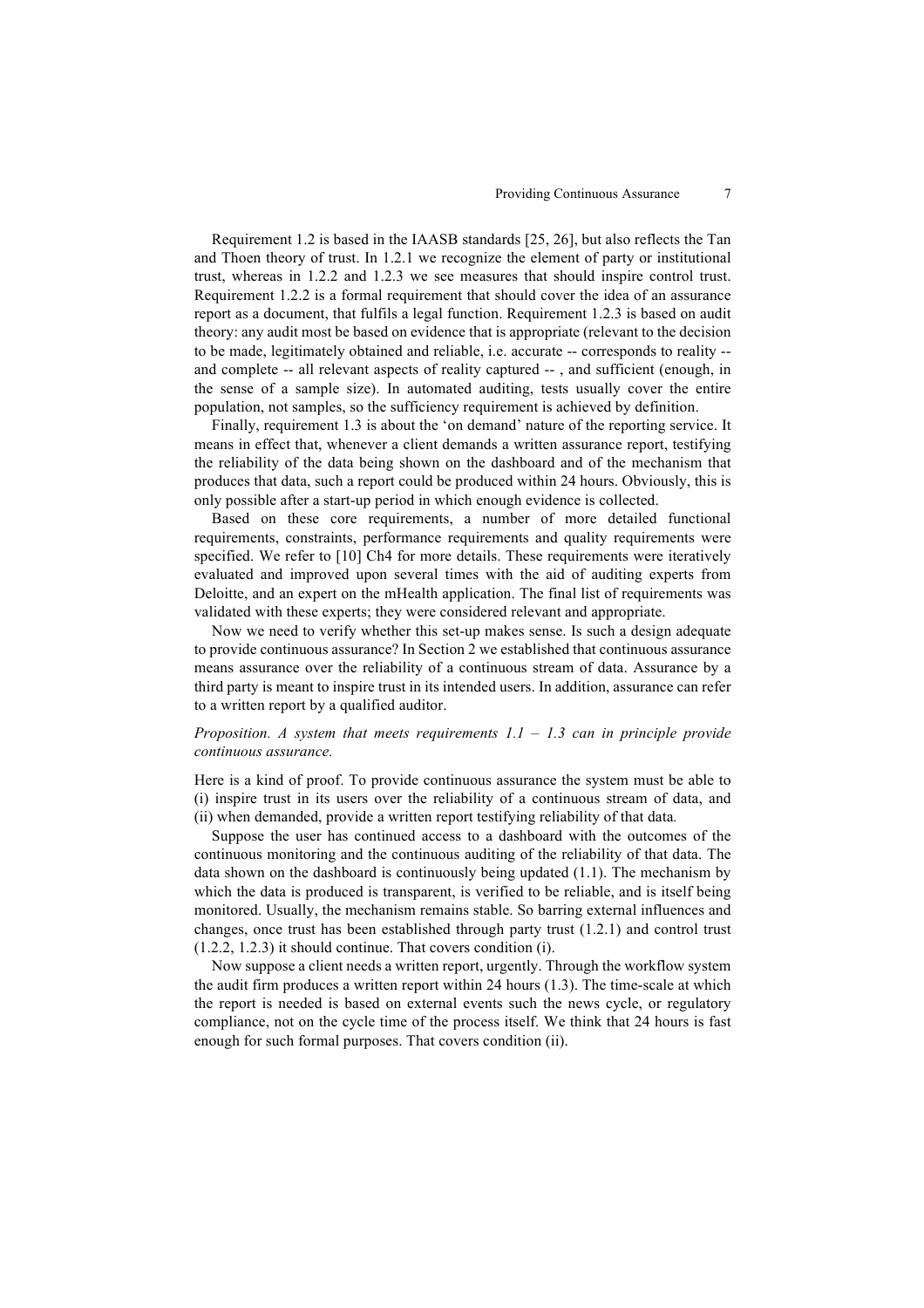Requirement 1.2 is based in the IAASB standards [25, 26], but also reflects the Tan and Thoen theory of trust. In 1.2.1 we recognize the element of party or institutional trust, whereas in 1.2.2 and 1.2.3 we see measures that should inspire control trust. Requirement 1.2.2 is a formal requirement that should cover the idea of an assurance report as a document, that fulfils a legal function. Requirement 1.2.3 is based on audit theory: any audit most be based on evidence that is appropriate (relevant to the decision to be made, legitimately obtained and reliable, i.e. accurate -- corresponds to reality -- and complete -- all relevant aspects of reality captured -- , and sufficient (enough, in the sense of a sample size). In automated auditing, tests usually cover the entire population, not samples, so the sufficiency requirement is achieved by definition.

Finally, requirement 1.3 is about the 'on demand' nature of the reporting service. It means in effect that, whenever a client demands a written assurance report, testifying the reliability of the data being shown on the dashboard and of the mechanism that produces that data, such a report could be produced within 24 hours. Obviously, this is only possible after a start-up period in which enough evidence is collected.

Based on these core requirements, a number of more detailed functional requirements, constraints, performance requirements and quality requirements were specified. We refer to [10] Ch4 for more details. These requirements were iteratively evaluated and improved upon several times with the aid of auditing experts from Deloitte, and an expert on the mHealth application. The final list of requirements was validated with these experts; they were considered relevant and appropriate.

Now we need to verify whether this set-up makes sense. Is such a design adequate to provide continuous assurance? In Section 2 we established that continuous assurance means assurance over the reliability of a continuous stream of data. Assurance by a third party is meant to inspire trust in its intended users. In addition, assurance can refer to a written report by a qualified auditor.

*Proposition. A system that meets requirements 1.1 – 1.3 can in principle provide continuous assurance.*

Here is a kind of proof. To provide continuous assurance the system must be able to (i) inspire trust in its users over the reliability of a continuous stream of data, and (ii) when demanded, provide a written report testifying reliability of that data.

Suppose the user has continued access to a dashboard with the outcomes of the continuous monitoring and the continuous auditing of the reliability of that data. The data shown on the dashboard is continuously being updated (1.1). The mechanism by which the data is produced is transparent, is verified to be reliable, and is itself being monitored. Usually, the mechanism remains stable. So barring external influences and changes, once trust has been established through party trust (1.2.1) and control trust (1.2.2, 1.2.3) it should continue. That covers condition (i).

Now suppose a client needs a written report, urgently. Through the workflow system the audit firm produces a written report within 24 hours (1.3). The time-scale at which the report is needed is based on external events such the news cycle, or regulatory compliance, not on the cycle time of the process itself. We think that 24 hours is fast enough for such formal purposes. That covers condition (ii).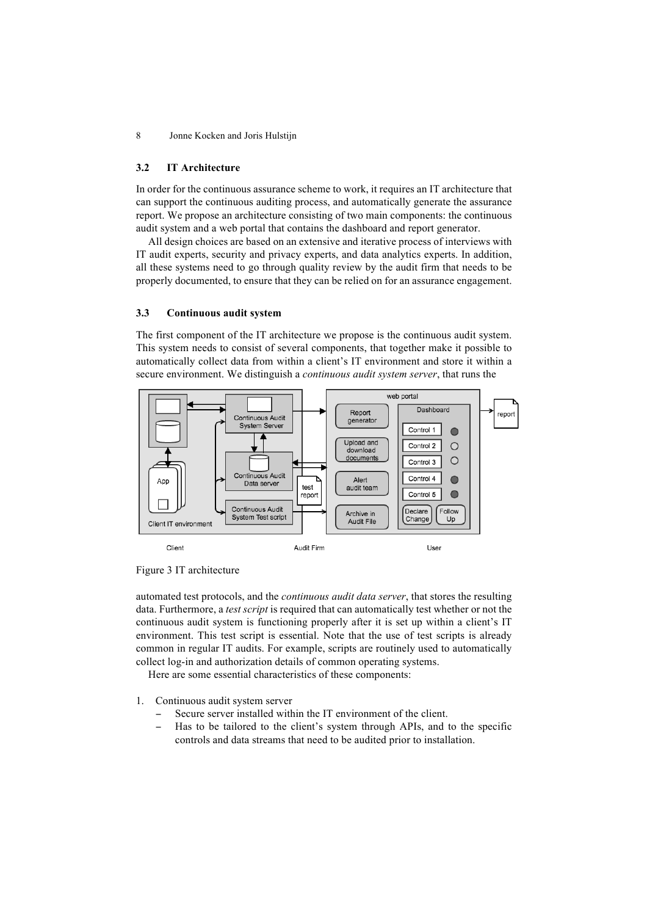### 3.2 IT Architecture

In order for the continuous assurance scheme to work, it requires an IT architecture that can support the continuous auditing process, and automatically generate the assurance report. We propose an architecture consisting of two main components: the continuous audit system and a web portal that contains the dashboard and report generator.

All design choices are based on an extensive and iterative process of interviews with IT audit experts, security and privacy experts, and data analytics experts. In addition, all these systems need to go through quality review by the audit firm that needs to be properly documented, to ensure that they can be relied on for an assurance engagement.

### 3.3 Continuous audit system

The first component of the IT architecture we propose is the continuous audit system. This system needs to consist of several components, that together make it possible to automatically collect data from within a client's IT environment and store it within a secure environment. We distinguish a *continuous audit system server*, that runs the

Figure 3 IT architecture

automated test protocols, and the *continuous audit data server*, that stores the resulting data. Furthermore, a *test script* is required that can automatically test whether or not the continuous audit system is functioning properly after it is set up within a client's IT environment. This test script is essential. Note that the use of test scripts is already common in regular IT audits. For example, scripts are routinely used to automatically collect log-in and authorization details of common operating systems.

Here are some essential characteristics of these components:

1. Continuous audit system server
   - Secure server installed within the IT environment of the client.
   - Has to be tailored to the client's system through APIs, and to the specific controls and data streams that need to be audited prior to installation.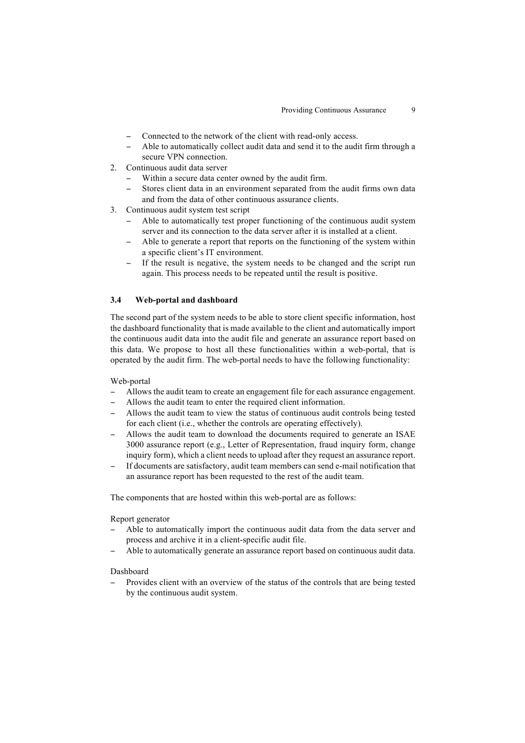- Connected to the network of the client with read-only access.
   - Able to automatically collect audit data and send it to the audit firm through a secure VPN connection.
2. Continuous audit data server
   - Within a secure data center owned by the audit firm.
   - Stores client data in an environment separated from the audit firms own data and from the data of other continuous assurance clients.
3. Continuous audit system test script
   - Able to automatically test proper functioning of the continuous audit system server and its connection to the data server after it is installed at a client.
   - Able to generate a report that reports on the functioning of the system within a specific client's IT environment.
   - If the result is negative, the system needs to be changed and the script run again. This process needs to be repeated until the result is positive.

### 3.4 Web-portal and dashboard

The second part of the system needs to be able to store client specific information, host the dashboard functionality that is made available to the client and automatically import the continuous audit data into the audit file and generate an assurance report based on this data. We propose to host all these functionalities within a web-portal, that is operated by the audit firm. The web-portal needs to have the following functionality:

Web-portal

- Allows the audit team to create an engagement file for each assurance engagement.
- Allows the audit team to enter the required client information.
- Allows the audit team to view the status of continuous audit controls being tested for each client (i.e., whether the controls are operating effectively).
- Allows the audit team to download the documents required to generate an ISAE 3000 assurance report (e.g., Letter of Representation, fraud inquiry form, change inquiry form), which a client needs to upload after they request an assurance report.
- If documents are satisfactory, audit team members can send e-mail notification that an assurance report has been requested to the rest of the audit team.

The components that are hosted within this web-portal are as follows:

Report generator

- Able to automatically import the continuous audit data from the data server and process and archive it in a client-specific audit file.
- Able to automatically generate an assurance report based on continuous audit data.

Dashboard

- Provides client with an overview of the status of the controls that are being tested by the continuous audit system.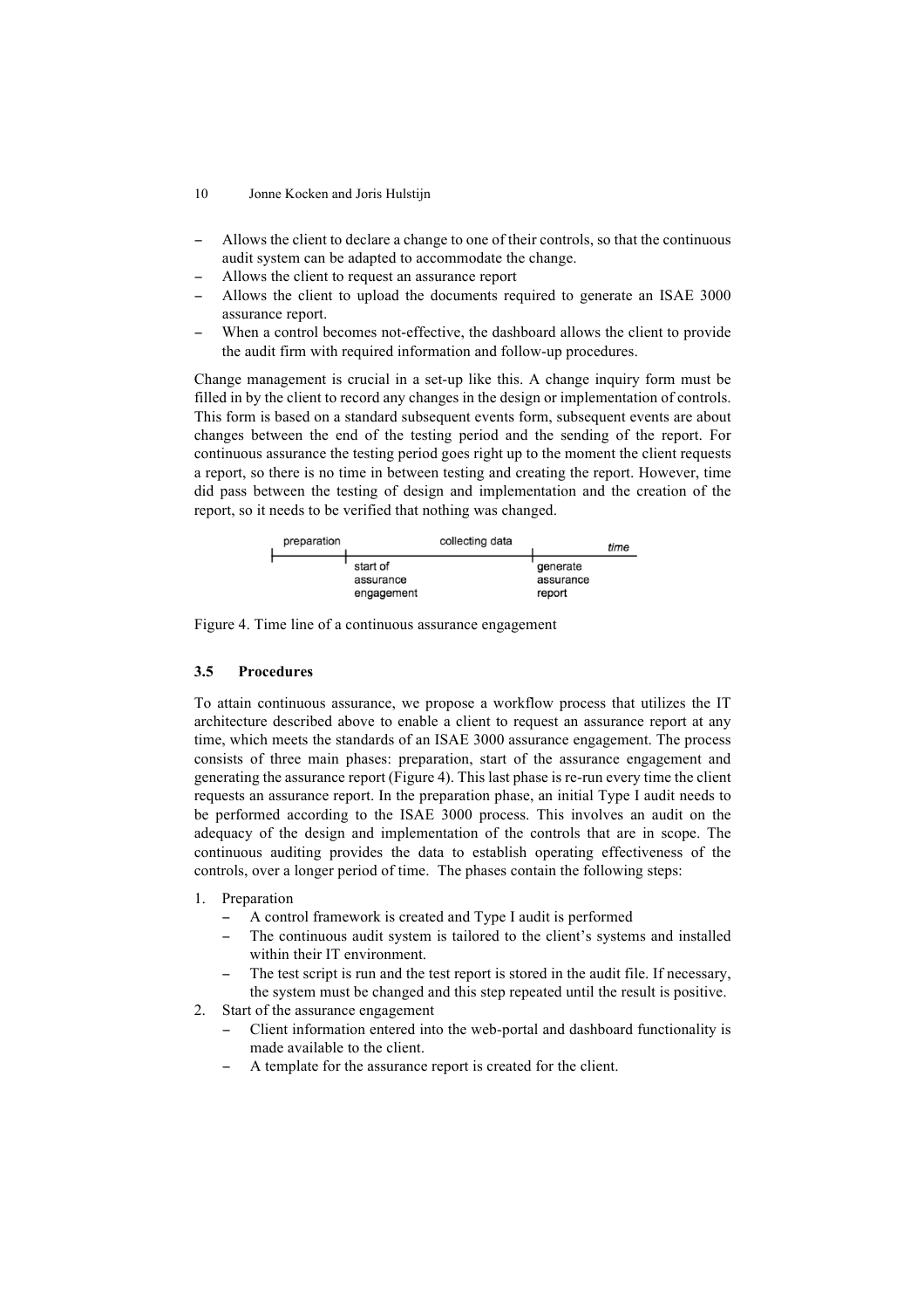- Allows the client to declare a change to one of their controls, so that the continuous audit system can be adapted to accommodate the change.
- Allows the client to request an assurance report
- Allows the client to upload the documents required to generate an ISAE 3000 assurance report.
- When a control becomes not-effective, the dashboard allows the client to provide the audit firm with required information and follow-up procedures.

Change management is crucial in a set-up like this. A change inquiry form must be filled in by the client to record any changes in the design or implementation of controls. This form is based on a standard subsequent events form, subsequent events are about changes between the end of the testing period and the sending of the report. For continuous assurance the testing period goes right up to the moment the client requests a report, so there is no time in between testing and creating the report. However, time did pass between the testing of design and implementation and the creation of the report, so it needs to be verified that nothing was changed.

preparation — collecting data — *time*

start of assurance engagement — generate assurance report

Figure 4. Time line of a continuous assurance engagement

### 3.5 Procedures

To attain continuous assurance, we propose a workflow process that utilizes the IT architecture described above to enable a client to request an assurance report at any time, which meets the standards of an ISAE 3000 assurance engagement. The process consists of three main phases: preparation, start of the assurance engagement and generating the assurance report (Figure 4). This last phase is re-run every time the client requests an assurance report. In the preparation phase, an initial Type I audit needs to be performed according to the ISAE 3000 process. This involves an audit on the adequacy of the design and implementation of the controls that are in scope. The continuous auditing provides the data to establish operating effectiveness of the controls, over a longer period of time. The phases contain the following steps:

1. Preparation
   - A control framework is created and Type I audit is performed
   - The continuous audit system is tailored to the client's systems and installed within their IT environment.
   - The test script is run and the test report is stored in the audit file. If necessary, the system must be changed and this step repeated until the result is positive.
2. Start of the assurance engagement
   - Client information entered into the web-portal and dashboard functionality is made available to the client.
   - A template for the assurance report is created for the client.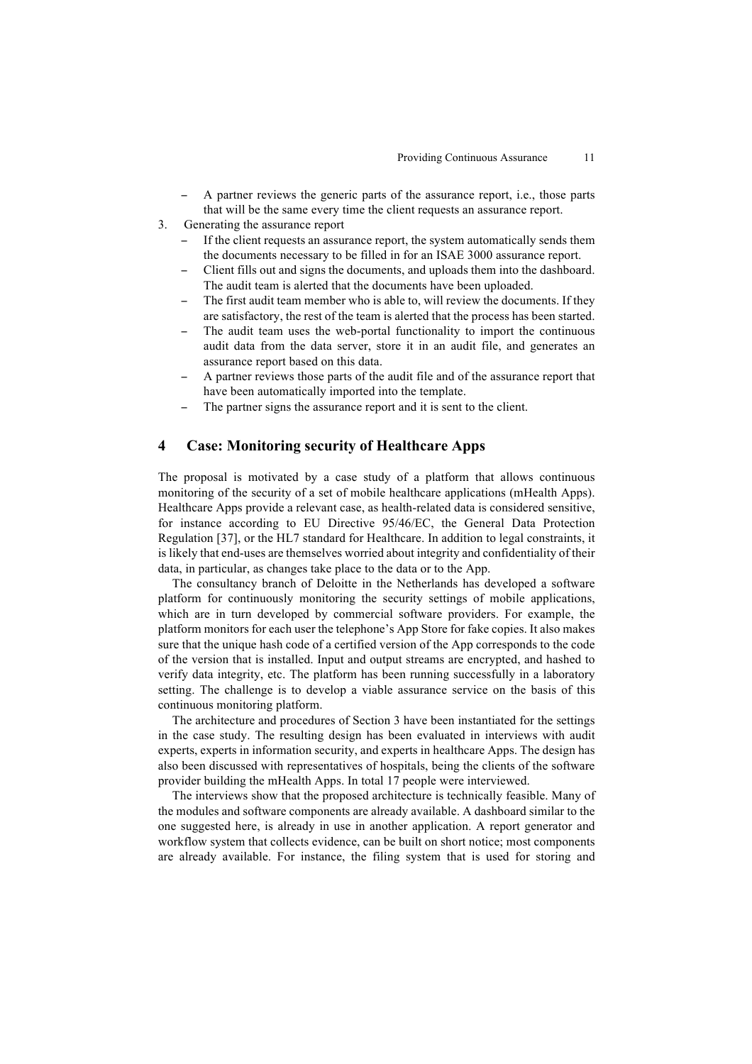- A partner reviews the generic parts of the assurance report, i.e., those parts that will be the same every time the client requests an assurance report.

3. Generating the assurance report
   - If the client requests an assurance report, the system automatically sends them the documents necessary to be filled in for an ISAE 3000 assurance report.
   - Client fills out and signs the documents, and uploads them into the dashboard. The audit team is alerted that the documents have been uploaded.
   - The first audit team member who is able to, will review the documents. If they are satisfactory, the rest of the team is alerted that the process has been started.
   - The audit team uses the web-portal functionality to import the continuous audit data from the data server, store it in an audit file, and generates an assurance report based on this data.
   - A partner reviews those parts of the audit file and of the assurance report that have been automatically imported into the template.
   - The partner signs the assurance report and it is sent to the client.

## 4 Case: Monitoring security of Healthcare Apps

The proposal is motivated by a case study of a platform that allows continuous monitoring of the security of a set of mobile healthcare applications (mHealth Apps). Healthcare Apps provide a relevant case, as health-related data is considered sensitive, for instance according to EU Directive 95/46/EC, the General Data Protection Regulation [37], or the HL7 standard for Healthcare. In addition to legal constraints, it is likely that end-uses are themselves worried about integrity and confidentiality of their data, in particular, as changes take place to the data or to the App.

The consultancy branch of Deloitte in the Netherlands has developed a software platform for continuously monitoring the security settings of mobile applications, which are in turn developed by commercial software providers. For example, the platform monitors for each user the telephone's App Store for fake copies. It also makes sure that the unique hash code of a certified version of the App corresponds to the code of the version that is installed. Input and output streams are encrypted, and hashed to verify data integrity, etc. The platform has been running successfully in a laboratory setting. The challenge is to develop a viable assurance service on the basis of this continuous monitoring platform.

The architecture and procedures of Section 3 have been instantiated for the settings in the case study. The resulting design has been evaluated in interviews with audit experts, experts in information security, and experts in healthcare Apps. The design has also been discussed with representatives of hospitals, being the clients of the software provider building the mHealth Apps. In total 17 people were interviewed.

The interviews show that the proposed architecture is technically feasible. Many of the modules and software components are already available. A dashboard similar to the one suggested here, is already in use in another application. A report generator and workflow system that collects evidence, can be built on short notice; most components are already available. For instance, the filing system that is used for storing and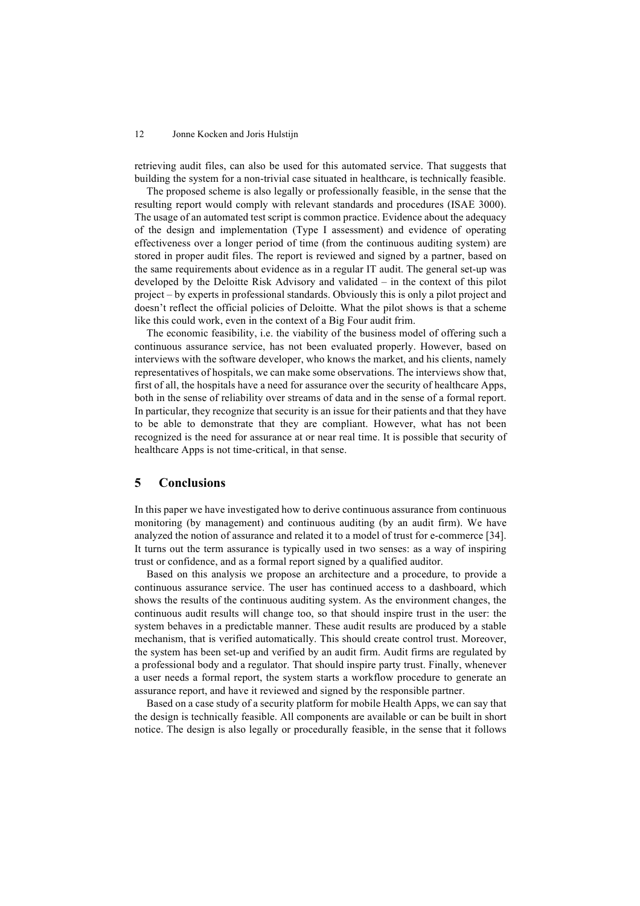retrieving audit files, can also be used for this automated service. That suggests that building the system for a non-trivial case situated in healthcare, is technically feasible.

The proposed scheme is also legally or professionally feasible, in the sense that the resulting report would comply with relevant standards and procedures (ISAE 3000). The usage of an automated test script is common practice. Evidence about the adequacy of the design and implementation (Type I assessment) and evidence of operating effectiveness over a longer period of time (from the continuous auditing system) are stored in proper audit files. The report is reviewed and signed by a partner, based on the same requirements about evidence as in a regular IT audit. The general set-up was developed by the Deloitte Risk Advisory and validated – in the context of this pilot project – by experts in professional standards. Obviously this is only a pilot project and doesn't reflect the official policies of Deloitte. What the pilot shows is that a scheme like this could work, even in the context of a Big Four audit frim.

The economic feasibility, i.e. the viability of the business model of offering such a continuous assurance service, has not been evaluated properly. However, based on interviews with the software developer, who knows the market, and his clients, namely representatives of hospitals, we can make some observations. The interviews show that, first of all, the hospitals have a need for assurance over the security of healthcare Apps, both in the sense of reliability over streams of data and in the sense of a formal report. In particular, they recognize that security is an issue for their patients and that they have to be able to demonstrate that they are compliant. However, what has not been recognized is the need for assurance at or near real time. It is possible that security of healthcare Apps is not time-critical, in that sense.

## 5 Conclusions

In this paper we have investigated how to derive continuous assurance from continuous monitoring (by management) and continuous auditing (by an audit firm). We have analyzed the notion of assurance and related it to a model of trust for e-commerce [34]. It turns out the term assurance is typically used in two senses: as a way of inspiring trust or confidence, and as a formal report signed by a qualified auditor.

Based on this analysis we propose an architecture and a procedure, to provide a continuous assurance service. The user has continued access to a dashboard, which shows the results of the continuous auditing system. As the environment changes, the continuous audit results will change too, so that should inspire trust in the user: the system behaves in a predictable manner. These audit results are produced by a stable mechanism, that is verified automatically. This should create control trust. Moreover, the system has been set-up and verified by an audit firm. Audit firms are regulated by a professional body and a regulator. That should inspire party trust. Finally, whenever a user needs a formal report, the system starts a workflow procedure to generate an assurance report, and have it reviewed and signed by the responsible partner.

Based on a case study of a security platform for mobile Health Apps, we can say that the design is technically feasible. All components are available or can be built in short notice. The design is also legally or procedurally feasible, in the sense that it follows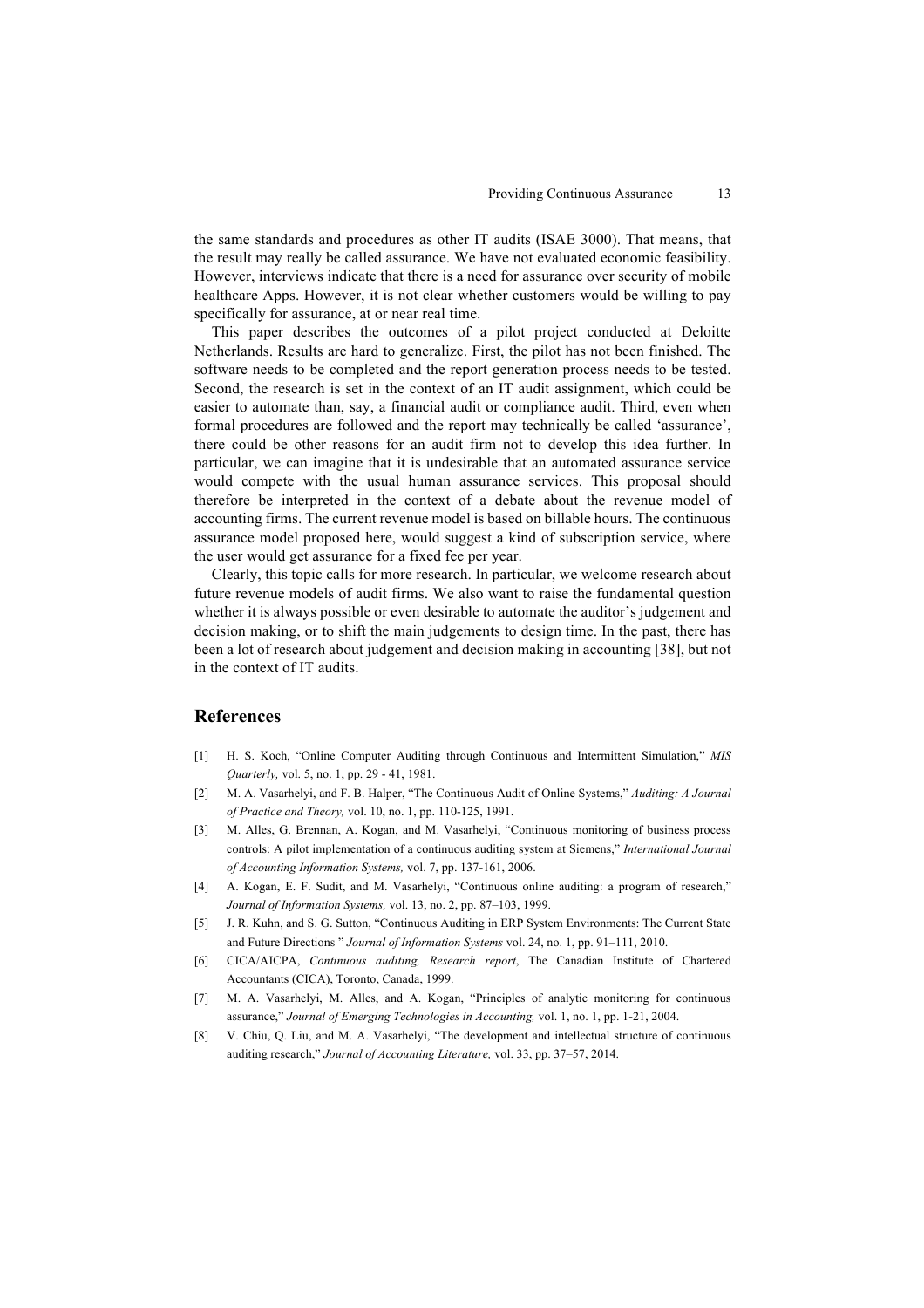the same standards and procedures as other IT audits (ISAE 3000). That means, that the result may really be called assurance. We have not evaluated economic feasibility. However, interviews indicate that there is a need for assurance over security of mobile healthcare Apps. However, it is not clear whether customers would be willing to pay specifically for assurance, at or near real time.

This paper describes the outcomes of a pilot project conducted at Deloitte Netherlands. Results are hard to generalize. First, the pilot has not been finished. The software needs to be completed and the report generation process needs to be tested. Second, the research is set in the context of an IT audit assignment, which could be easier to automate than, say, a financial audit or compliance audit. Third, even when formal procedures are followed and the report may technically be called 'assurance', there could be other reasons for an audit firm not to develop this idea further. In particular, we can imagine that it is undesirable that an automated assurance service would compete with the usual human assurance services. This proposal should therefore be interpreted in the context of a debate about the revenue model of accounting firms. The current revenue model is based on billable hours. The continuous assurance model proposed here, would suggest a kind of subscription service, where the user would get assurance for a fixed fee per year.

Clearly, this topic calls for more research. In particular, we welcome research about future revenue models of audit firms. We also want to raise the fundamental question whether it is always possible or even desirable to automate the auditor's judgement and decision making, or to shift the main judgements to design time. In the past, there has been a lot of research about judgement and decision making in accounting [38], but not in the context of IT audits.

## References

[1] H. S. Koch, "Online Computer Auditing through Continuous and Intermittent Simulation," *MIS Quarterly,* vol. 5, no. 1, pp. 29 - 41, 1981.

[2] M. A. Vasarhelyi, and F. B. Halper, "The Continuous Audit of Online Systems," *Auditing: A Journal of Practice and Theory,* vol. 10, no. 1, pp. 110-125, 1991.

[3] M. Alles, G. Brennan, A. Kogan, and M. Vasarhelyi, "Continuous monitoring of business process controls: A pilot implementation of a continuous auditing system at Siemens," *International Journal of Accounting Information Systems,* vol. 7, pp. 137-161, 2006.

[4] A. Kogan, E. F. Sudit, and M. Vasarhelyi, "Continuous online auditing: a program of research," *Journal of Information Systems,* vol. 13, no. 2, pp. 87–103, 1999.

[5] J. R. Kuhn, and S. G. Sutton, "Continuous Auditing in ERP System Environments: The Current State and Future Directions " *Journal of Information Systems* vol. 24, no. 1, pp. 91–111, 2010.

[6] CICA/AICPA, *Continuous auditing, Research report*, The Canadian Institute of Chartered Accountants (CICA), Toronto, Canada, 1999.

[7] M. A. Vasarhelyi, M. Alles, and A. Kogan, "Principles of analytic monitoring for continuous assurance," *Journal of Emerging Technologies in Accounting,* vol. 1, no. 1, pp. 1-21, 2004.

[8] V. Chiu, Q. Liu, and M. A. Vasarhelyi, "The development and intellectual structure of continuous auditing research," *Journal of Accounting Literature,* vol. 33, pp. 37–57, 2014.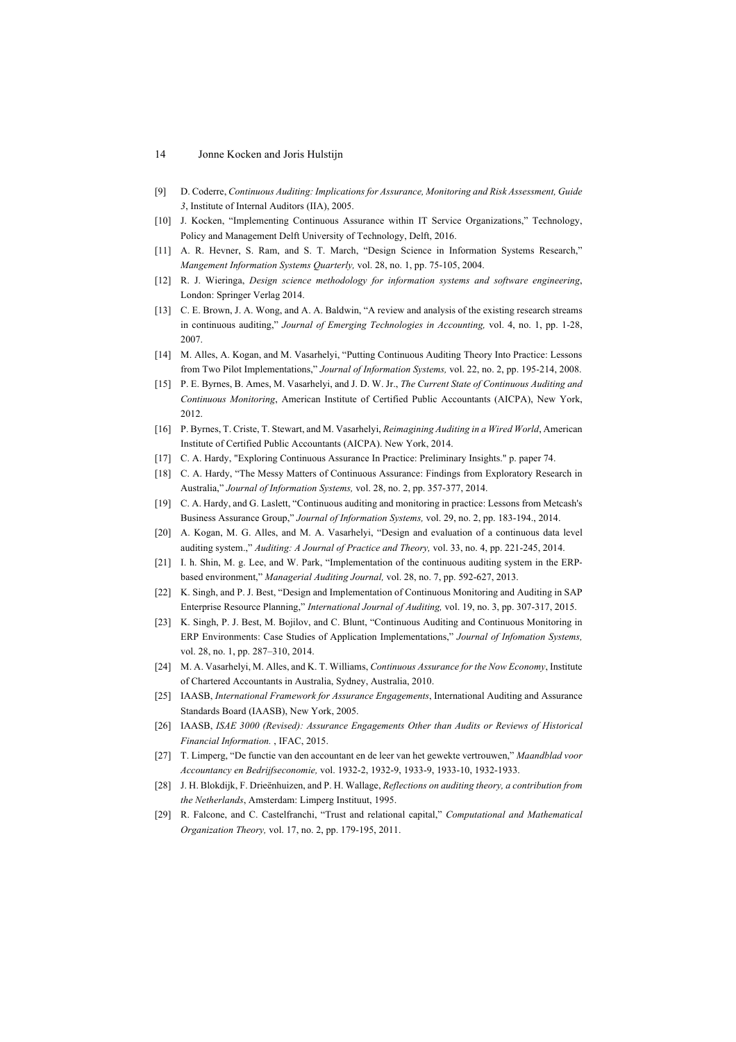[9] D. Coderre, *Continuous Auditing: Implications for Assurance, Monitoring and Risk Assessment, Guide 3*, Institute of Internal Auditors (IIA), 2005.

[10] J. Kocken, "Implementing Continuous Assurance within IT Service Organizations," Technology, Policy and Management Delft University of Technology, Delft, 2016.

[11] A. R. Hevner, S. Ram, and S. T. March, "Design Science in Information Systems Research," *Mangement Information Systems Quarterly,* vol. 28, no. 1, pp. 75-105, 2004.

[12] R. J. Wieringa, *Design science methodology for information systems and software engineering*, London: Springer Verlag 2014.

[13] C. E. Brown, J. A. Wong, and A. A. Baldwin, "A review and analysis of the existing research streams in continuous auditing," *Journal of Emerging Technologies in Accounting,* vol. 4, no. 1, pp. 1-28, 2007.

[14] M. Alles, A. Kogan, and M. Vasarhelyi, "Putting Continuous Auditing Theory Into Practice: Lessons from Two Pilot Implementations," *Journal of Information Systems,* vol. 22, no. 2, pp. 195-214, 2008.

[15] P. E. Byrnes, B. Ames, M. Vasarhelyi, and J. D. W. Jr., *The Current State of Continuous Auditing and Continuous Monitoring*, American Institute of Certified Public Accountants (AICPA), New York, 2012.

[16] P. Byrnes, T. Criste, T. Stewart, and M. Vasarhelyi, *Reimagining Auditing in a Wired World*, American Institute of Certified Public Accountants (AICPA). New York, 2014.

[17] C. A. Hardy, "Exploring Continuous Assurance In Practice: Preliminary Insights." p. paper 74.

[18] C. A. Hardy, "The Messy Matters of Continuous Assurance: Findings from Exploratory Research in Australia," *Journal of Information Systems,* vol. 28, no. 2, pp. 357-377, 2014.

[19] C. A. Hardy, and G. Laslett, "Continuous auditing and monitoring in practice: Lessons from Metcash's Business Assurance Group," *Journal of Information Systems,* vol. 29, no. 2, pp. 183-194., 2014.

[20] A. Kogan, M. G. Alles, and M. A. Vasarhelyi, "Design and evaluation of a continuous data level auditing system.," *Auditing: A Journal of Practice and Theory,* vol. 33, no. 4, pp. 221-245, 2014.

[21] I. h. Shin, M. g. Lee, and W. Park, "Implementation of the continuous auditing system in the ERP-based environment," *Managerial Auditing Journal,* vol. 28, no. 7, pp. 592-627, 2013.

[22] K. Singh, and P. J. Best, "Design and Implementation of Continuous Monitoring and Auditing in SAP Enterprise Resource Planning," *International Journal of Auditing,* vol. 19, no. 3, pp. 307-317, 2015.

[23] K. Singh, P. J. Best, M. Bojilov, and C. Blunt, "Continuous Auditing and Continuous Monitoring in ERP Environments: Case Studies of Application Implementations," *Journal of Infomation Systems,* vol. 28, no. 1, pp. 287–310, 2014.

[24] M. A. Vasarhelyi, M. Alles, and K. T. Williams, *Continuous Assurance for the Now Economy*, Institute of Chartered Accountants in Australia, Sydney, Australia, 2010.

[25] IAASB, *International Framework for Assurance Engagements*, International Auditing and Assurance Standards Board (IAASB), New York, 2005.

[26] IAASB, *ISAE 3000 (Revised): Assurance Engagements Other than Audits or Reviews of Historical Financial Information.* , IFAC, 2015.

[27] T. Limperg, "De functie van den accountant en de leer van het gewekte vertrouwen," *Maandblad voor Accountancy en Bedrijfseconomie,* vol. 1932-2, 1932-9, 1933-9, 1933-10, 1932-1933.

[28] J. H. Blokdijk, F. Drieënhuizen, and P. H. Wallage, *Reflections on auditing theory, a contribution from the Netherlands*, Amsterdam: Limperg Instituut, 1995.

[29] R. Falcone, and C. Castelfranchi, "Trust and relational capital," *Computational and Mathematical Organization Theory,* vol. 17, no. 2, pp. 179-195, 2011.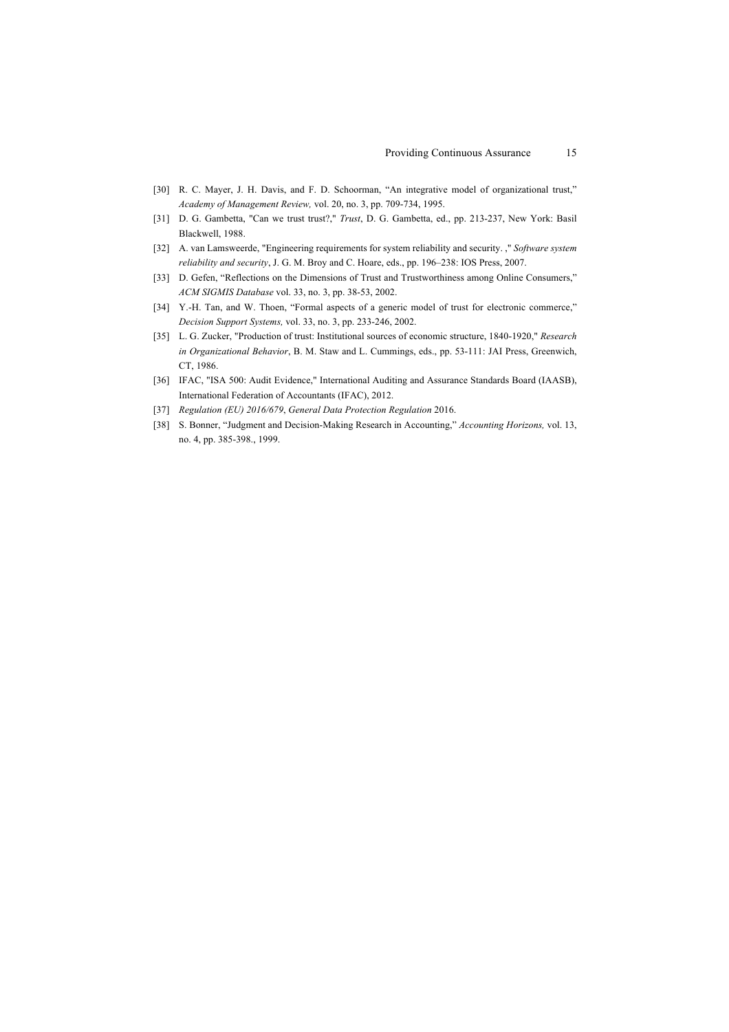[30] R. C. Mayer, J. H. Davis, and F. D. Schoorman, “An integrative model of organizational trust,” *Academy of Management Review,* vol. 20, no. 3, pp. 709-734, 1995.

[31] D. G. Gambetta, "Can we trust trust?," *Trust*, D. G. Gambetta, ed., pp. 213-237, New York: Basil Blackwell, 1988.

[32] A. van Lamsweerde, "Engineering requirements for system reliability and security. ," *Software system reliability and security*, J. G. M. Broy and C. Hoare, eds., pp. 196–238: IOS Press, 2007.

[33] D. Gefen, “Reflections on the Dimensions of Trust and Trustworthiness among Online Consumers,” *ACM SIGMIS Database* vol. 33, no. 3, pp. 38-53, 2002.

[34] Y.-H. Tan, and W. Thoen, “Formal aspects of a generic model of trust for electronic commerce,” *Decision Support Systems,* vol. 33, no. 3, pp. 233-246, 2002.

[35] L. G. Zucker, "Production of trust: Institutional sources of economic structure, 1840-1920," *Research in Organizational Behavior*, B. M. Staw and L. Cummings, eds., pp. 53-111: JAI Press, Greenwich, CT, 1986.

[36] IFAC, "ISA 500: Audit Evidence," International Auditing and Assurance Standards Board (IAASB), International Federation of Accountants (IFAC), 2012.

[37] *Regulation (EU) 2016/679*, *General Data Protection Regulation* 2016.

[38] S. Bonner, “Judgment and Decision-Making Research in Accounting,” *Accounting Horizons,* vol. 13, no. 4, pp. 385-398., 1999.